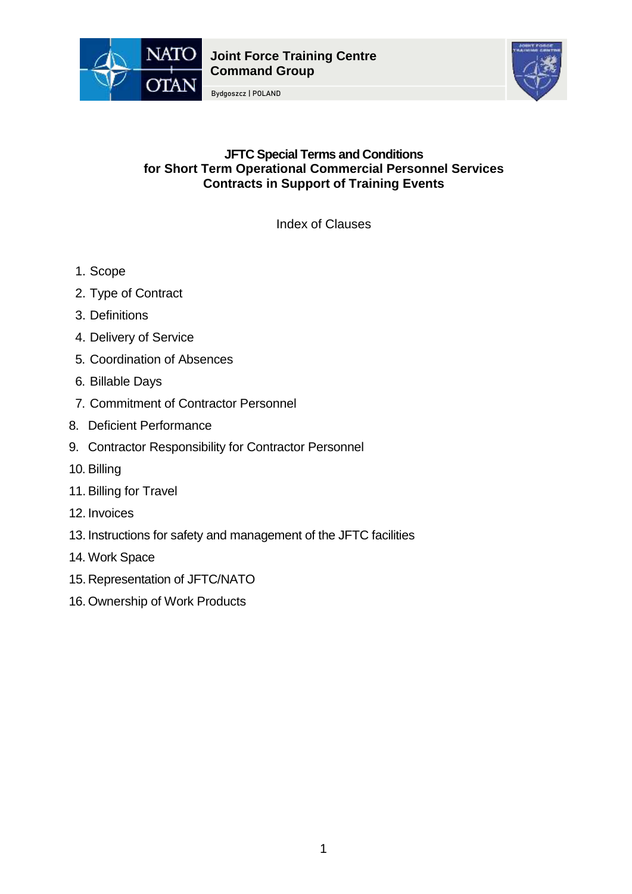Joint Force Training Centre
Command Group

Bydgoszcz | POLAND

# JFTC Special Terms and Conditions for Short Term Operational Commercial Personnel Services Contracts in Support of Training Events

Index of Clauses

1. Scope
2. Type of Contract
3. Definitions
4. Delivery of Service
5. Coordination of Absences
6. Billable Days
7. Commitment of Contractor Personnel
8. Deficient Performance
9. Contractor Responsibility for Contractor Personnel
10. Billing
11. Billing for Travel
12. Invoices
13. Instructions for safety and management of the JFTC facilities
14. Work Space
15. Representation of JFTC/NATO
16. Ownership of Work Products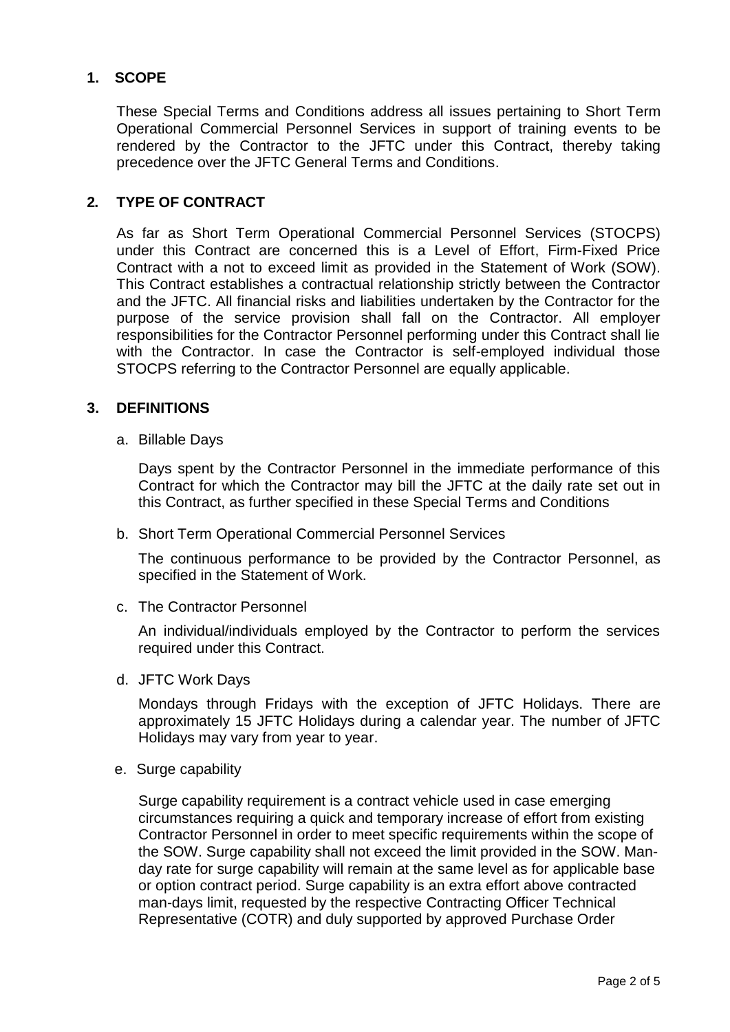## 1. SCOPE

These Special Terms and Conditions address all issues pertaining to Short Term Operational Commercial Personnel Services in support of training events to be rendered by the Contractor to the JFTC under this Contract, thereby taking precedence over the JFTC General Terms and Conditions.

## 2. TYPE OF CONTRACT

As far as Short Term Operational Commercial Personnel Services (STOCPS) under this Contract are concerned this is a Level of Effort, Firm-Fixed Price Contract with a not to exceed limit as provided in the Statement of Work (SOW). This Contract establishes a contractual relationship strictly between the Contractor and the JFTC. All financial risks and liabilities undertaken by the Contractor for the purpose of the service provision shall fall on the Contractor. All employer responsibilities for the Contractor Personnel performing under this Contract shall lie with the Contractor. In case the Contractor is self-employed individual those STOCPS referring to the Contractor Personnel are equally applicable.

## 3. DEFINITIONS

a. Billable Days

Days spent by the Contractor Personnel in the immediate performance of this Contract for which the Contractor may bill the JFTC at the daily rate set out in this Contract, as further specified in these Special Terms and Conditions

b. Short Term Operational Commercial Personnel Services

The continuous performance to be provided by the Contractor Personnel, as specified in the Statement of Work.

c. The Contractor Personnel

An individual/individuals employed by the Contractor to perform the services required under this Contract.

d. JFTC Work Days

Mondays through Fridays with the exception of JFTC Holidays. There are approximately 15 JFTC Holidays during a calendar year. The number of JFTC Holidays may vary from year to year.

e. Surge capability

Surge capability requirement is a contract vehicle used in case emerging circumstances requiring a quick and temporary increase of effort from existing Contractor Personnel in order to meet specific requirements within the scope of the SOW. Surge capability shall not exceed the limit provided in the SOW. Man-day rate for surge capability will remain at the same level as for applicable base or option contract period. Surge capability is an extra effort above contracted man-days limit, requested by the respective Contracting Officer Technical Representative (COTR) and duly supported by approved Purchase Order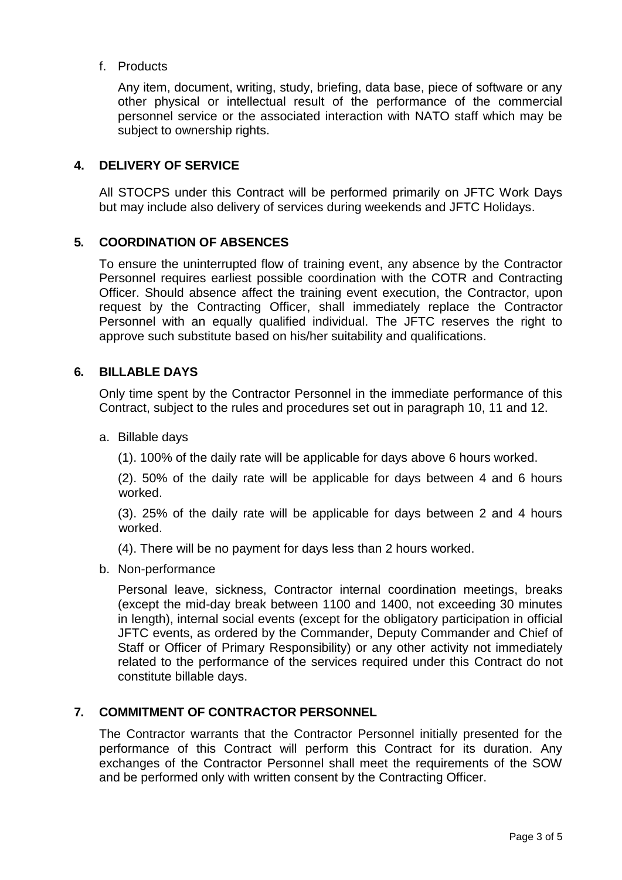f. Products

Any item, document, writing, study, briefing, data base, piece of software or any other physical or intellectual result of the performance of the commercial personnel service or the associated interaction with NATO staff which may be subject to ownership rights.

## 4. DELIVERY OF SERVICE

All STOCPS under this Contract will be performed primarily on JFTC Work Days but may include also delivery of services during weekends and JFTC Holidays.

## 5. COORDINATION OF ABSENCES

To ensure the uninterrupted flow of training event, any absence by the Contractor Personnel requires earliest possible coordination with the COTR and Contracting Officer. Should absence affect the training event execution, the Contractor, upon request by the Contracting Officer, shall immediately replace the Contractor Personnel with an equally qualified individual. The JFTC reserves the right to approve such substitute based on his/her suitability and qualifications.

## 6. BILLABLE DAYS

Only time spent by the Contractor Personnel in the immediate performance of this Contract, subject to the rules and procedures set out in paragraph 10, 11 and 12.

a. Billable days

(1). 100% of the daily rate will be applicable for days above 6 hours worked.

(2). 50% of the daily rate will be applicable for days between 4 and 6 hours worked.

(3). 25% of the daily rate will be applicable for days between 2 and 4 hours worked.

(4). There will be no payment for days less than 2 hours worked.

b. Non-performance

Personal leave, sickness, Contractor internal coordination meetings, breaks (except the mid-day break between 1100 and 1400, not exceeding 30 minutes in length), internal social events (except for the obligatory participation in official JFTC events, as ordered by the Commander, Deputy Commander and Chief of Staff or Officer of Primary Responsibility) or any other activity not immediately related to the performance of the services required under this Contract do not constitute billable days.

## 7. COMMITMENT OF CONTRACTOR PERSONNEL

The Contractor warrants that the Contractor Personnel initially presented for the performance of this Contract will perform this Contract for its duration. Any exchanges of the Contractor Personnel shall meet the requirements of the SOW and be performed only with written consent by the Contracting Officer.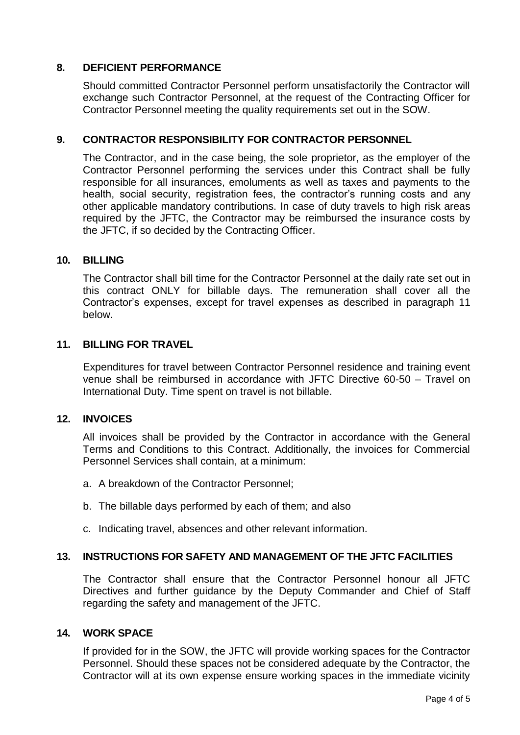## 8. DEFICIENT PERFORMANCE

Should committed Contractor Personnel perform unsatisfactorily the Contractor will exchange such Contractor Personnel, at the request of the Contracting Officer for Contractor Personnel meeting the quality requirements set out in the SOW.

## 9. CONTRACTOR RESPONSIBILITY FOR CONTRACTOR PERSONNEL

The Contractor, and in the case being, the sole proprietor, as the employer of the Contractor Personnel performing the services under this Contract shall be fully responsible for all insurances, emoluments as well as taxes and payments to the health, social security, registration fees, the contractor's running costs and any other applicable mandatory contributions. In case of duty travels to high risk areas required by the JFTC, the Contractor may be reimbursed the insurance costs by the JFTC, if so decided by the Contracting Officer.

## 10. BILLING

The Contractor shall bill time for the Contractor Personnel at the daily rate set out in this contract ONLY for billable days. The remuneration shall cover all the Contractor's expenses, except for travel expenses as described in paragraph 11 below.

## 11. BILLING FOR TRAVEL

Expenditures for travel between Contractor Personnel residence and training event venue shall be reimbursed in accordance with JFTC Directive 60-50 – Travel on International Duty. Time spent on travel is not billable.

## 12. INVOICES

All invoices shall be provided by the Contractor in accordance with the General Terms and Conditions to this Contract. Additionally, the invoices for Commercial Personnel Services shall contain, at a minimum:

a. A breakdown of the Contractor Personnel;

b. The billable days performed by each of them; and also

c. Indicating travel, absences and other relevant information.

## 13. INSTRUCTIONS FOR SAFETY AND MANAGEMENT OF THE JFTC FACILITIES

The Contractor shall ensure that the Contractor Personnel honour all JFTC Directives and further guidance by the Deputy Commander and Chief of Staff regarding the safety and management of the JFTC.

## 14. WORK SPACE

If provided for in the SOW, the JFTC will provide working spaces for the Contractor Personnel. Should these spaces not be considered adequate by the Contractor, the Contractor will at its own expense ensure working spaces in the immediate vicinity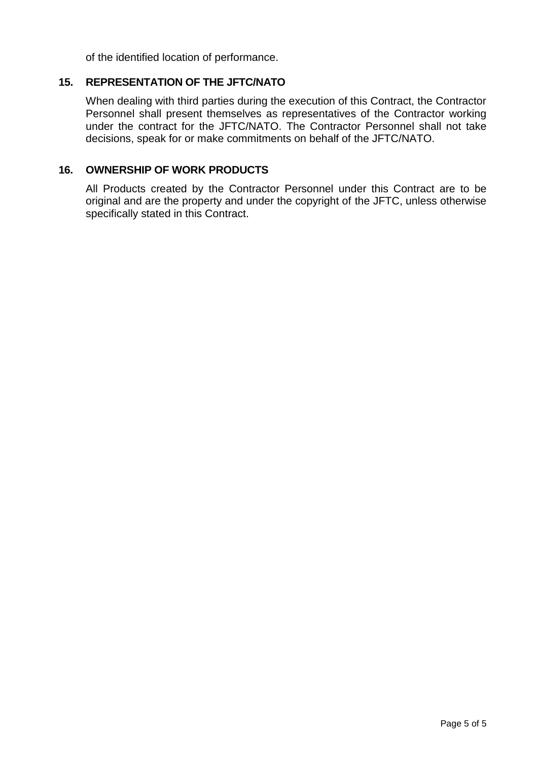of the identified location of performance.

## 15. REPRESENTATION OF THE JFTC/NATO

When dealing with third parties during the execution of this Contract, the Contractor Personnel shall present themselves as representatives of the Contractor working under the contract for the JFTC/NATO. The Contractor Personnel shall not take decisions, speak for or make commitments on behalf of the JFTC/NATO.

## 16. OWNERSHIP OF WORK PRODUCTS

All Products created by the Contractor Personnel under this Contract are to be original and are the property and under the copyright of the JFTC, unless otherwise specifically stated in this Contract.